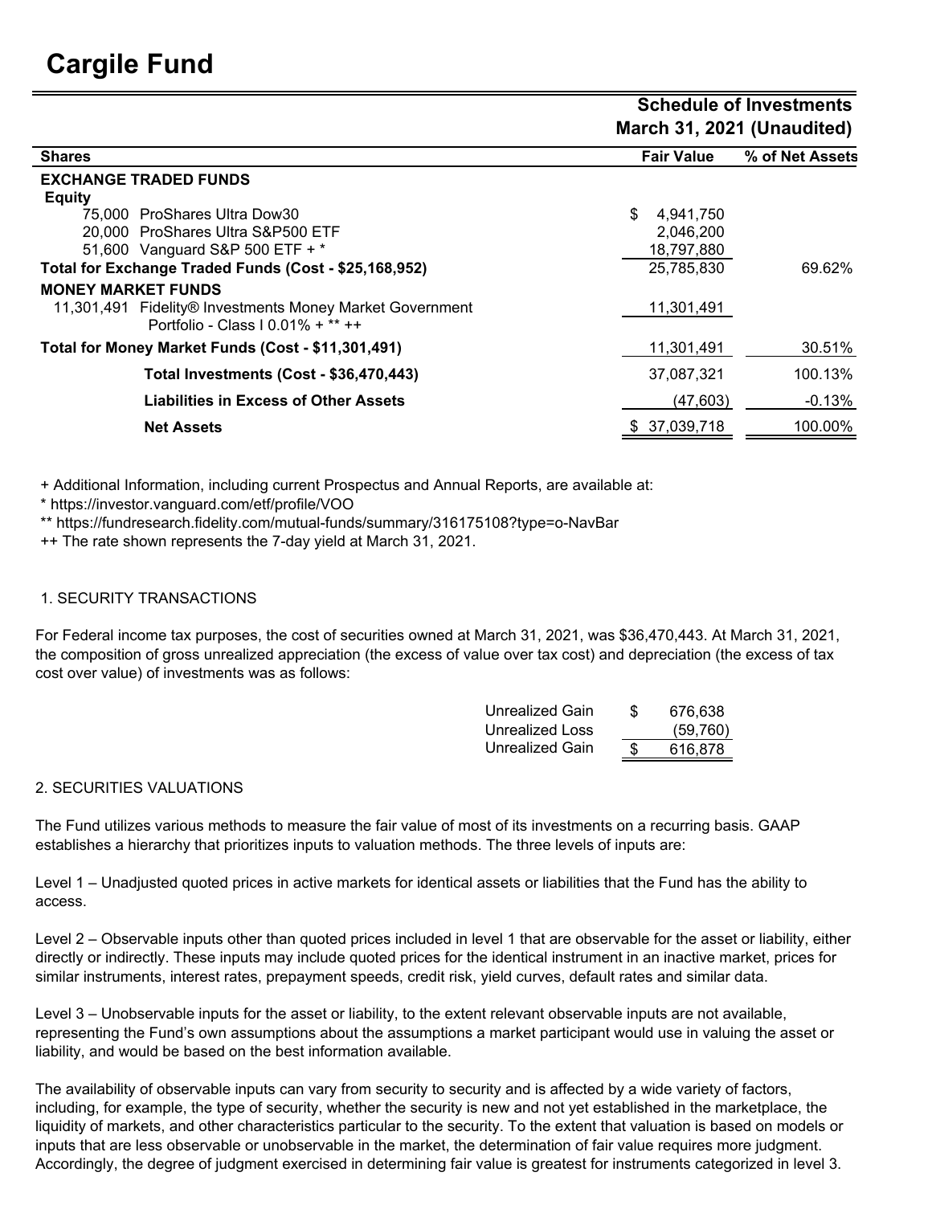# Cargile Fund

**Schedule of Investments**
**March 31, 2021 (Unaudited)**

| Shares | Fair Value | % of Net Assets |
|---|---|---|
| **EXCHANGE TRADED FUNDS** | | |
| **Equity** | | |
| 75,000 ProShares Ultra Dow30 | $ 4,941,750 | |
| 20,000 ProShares Ultra S&P500 ETF | 2,046,200 | |
| 51,600 Vanguard S&P 500 ETF + * | 18,797,880 | |
| **Total for Exchange Traded Funds (Cost - $25,168,952)** | 25,785,830 | 69.62% |
| **MONEY MARKET FUNDS** | | |
| 11,301,491 Fidelity® Investments Money Market Government Portfolio - Class I 0.01% + ** ++ | 11,301,491 | |
| **Total for Money Market Funds (Cost - $11,301,491)** | 11,301,491 | 30.51% |
| **Total Investments (Cost - $36,470,443)** | 37,087,321 | 100.13% |
| **Liabilities in Excess of Other Assets** | (47,603) | -0.13% |
| **Net Assets** | $ 37,039,718 | 100.00% |

+ Additional Information, including current Prospectus and Annual Reports, are available at:
* https://investor.vanguard.com/etf/profile/VOO
** https://fundresearch.fidelity.com/mutual-funds/summary/316175108?type=o-NavBar
++ The rate shown represents the 7-day yield at March 31, 2021.

1. SECURITY TRANSACTIONS

For Federal income tax purposes, the cost of securities owned at March 31, 2021, was $36,470,443. At March 31, 2021, the composition of gross unrealized appreciation (the excess of value over tax cost) and depreciation (the excess of tax cost over value) of investments was as follows:

| | |
|---|---|
| Unrealized Gain | $ 676,638 |
| Unrealized Loss | (59,760) |
| Unrealized Gain | $ 616,878 |

2. SECURITIES VALUATIONS

The Fund utilizes various methods to measure the fair value of most of its investments on a recurring basis. GAAP establishes a hierarchy that prioritizes inputs to valuation methods. The three levels of inputs are:

Level 1 – Unadjusted quoted prices in active markets for identical assets or liabilities that the Fund has the ability to access.

Level 2 – Observable inputs other than quoted prices included in level 1 that are observable for the asset or liability, either directly or indirectly. These inputs may include quoted prices for the identical instrument in an inactive market, prices for similar instruments, interest rates, prepayment speeds, credit risk, yield curves, default rates and similar data.

Level 3 – Unobservable inputs for the asset or liability, to the extent relevant observable inputs are not available, representing the Fund's own assumptions about the assumptions a market participant would use in valuing the asset or liability, and would be based on the best information available.

The availability of observable inputs can vary from security to security and is affected by a wide variety of factors, including, for example, the type of security, whether the security is new and not yet established in the marketplace, the liquidity of markets, and other characteristics particular to the security. To the extent that valuation is based on models or inputs that are less observable or unobservable in the market, the determination of fair value requires more judgment. Accordingly, the degree of judgment exercised in determining fair value is greatest for instruments categorized in level 3.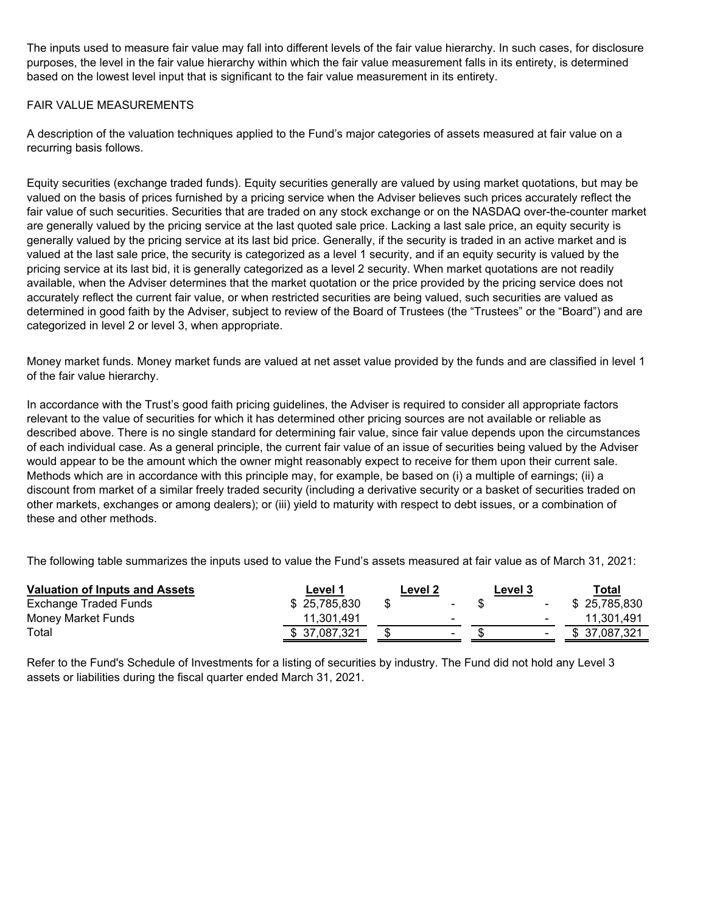The inputs used to measure fair value may fall into different levels of the fair value hierarchy. In such cases, for disclosure purposes, the level in the fair value hierarchy within which the fair value measurement falls in its entirety, is determined based on the lowest level input that is significant to the fair value measurement in its entirety.

FAIR VALUE MEASUREMENTS

A description of the valuation techniques applied to the Fund's major categories of assets measured at fair value on a recurring basis follows.

Equity securities (exchange traded funds). Equity securities generally are valued by using market quotations, but may be valued on the basis of prices furnished by a pricing service when the Adviser believes such prices accurately reflect the fair value of such securities. Securities that are traded on any stock exchange or on the NASDAQ over-the-counter market are generally valued by the pricing service at the last quoted sale price. Lacking a last sale price, an equity security is generally valued by the pricing service at its last bid price. Generally, if the security is traded in an active market and is valued at the last sale price, the security is categorized as a level 1 security, and if an equity security is valued by the pricing service at its last bid, it is generally categorized as a level 2 security. When market quotations are not readily available, when the Adviser determines that the market quotation or the price provided by the pricing service does not accurately reflect the current fair value, or when restricted securities are being valued, such securities are valued as determined in good faith by the Adviser, subject to review of the Board of Trustees (the "Trustees" or the "Board") and are categorized in level 2 or level 3, when appropriate.

Money market funds. Money market funds are valued at net asset value provided by the funds and are classified in level 1 of the fair value hierarchy.

In accordance with the Trust's good faith pricing guidelines, the Adviser is required to consider all appropriate factors relevant to the value of securities for which it has determined other pricing sources are not available or reliable as described above. There is no single standard for determining fair value, since fair value depends upon the circumstances of each individual case. As a general principle, the current fair value of an issue of securities being valued by the Adviser would appear to be the amount which the owner might reasonably expect to receive for them upon their current sale. Methods which are in accordance with this principle may, for example, be based on (i) a multiple of earnings; (ii) a discount from market of a similar freely traded security (including a derivative security or a basket of securities traded on other markets, exchanges or among dealers); or (iii) yield to maturity with respect to debt issues, or a combination of these and other methods.

The following table summarizes the inputs used to value the Fund's assets measured at fair value as of March 31, 2021:

| Valuation of Inputs and Assets | Level 1 | Level 2 | Level 3 | Total |
|---|---|---|---|---|
| Exchange Traded Funds | $ 25,785,830 | $ - | $ - | $ 25,785,830 |
| Money Market Funds | 11,301,491 | - | - | 11,301,491 |
| Total | $ 37,087,321 | $ - | $ - | $ 37,087,321 |

Refer to the Fund's Schedule of Investments for a listing of securities by industry. The Fund did not hold any Level 3 assets or liabilities during the fiscal quarter ended March 31, 2021.